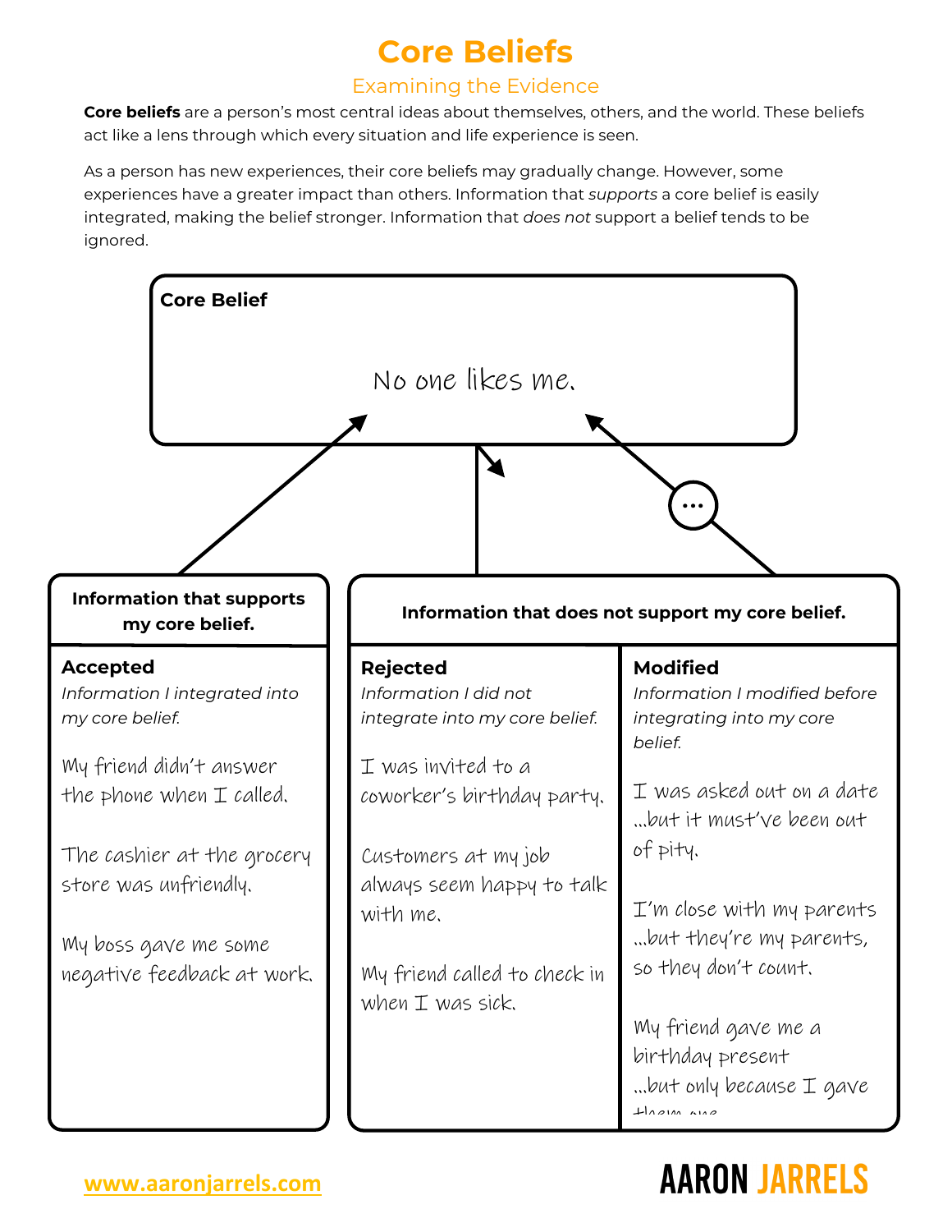# Core Beliefs

## Examining the Evidence

**Core beliefs** are a person's most central ideas about themselves, others, and the world. These beliefs act like a lens through which every situation and life experience is seen.

As a person has new experiences, their core beliefs may gradually change. However, some experiences have a greater impact than others. Information that *supports* a core belief is easily integrated, making the belief stronger. Information that *does not* support a belief tends to be ignored.

**Core Belief**

No one likes me.

**Information that supports my core belief.**

**Accepted**

*Information I integrated into my core belief.*

My friend didn't answer the phone when I called.

The cashier at the grocery store was unfriendly.

My boss gave me some negative feedback at work.

**Information that does not support my core belief.**

**Rejected**

*Information I did not integrate into my core belief.*

I was invited to a coworker's birthday party.

Customers at my job always seem happy to talk with me.

My friend called to check in when I was sick.

**Modified**

*Information I modified before integrating into my core belief.*

I was asked out on a date ...but it must've been out of pity.

I'm close with my parents ...but they're my parents, so they don't count.

My friend gave me a birthday present ...but only because I gave them one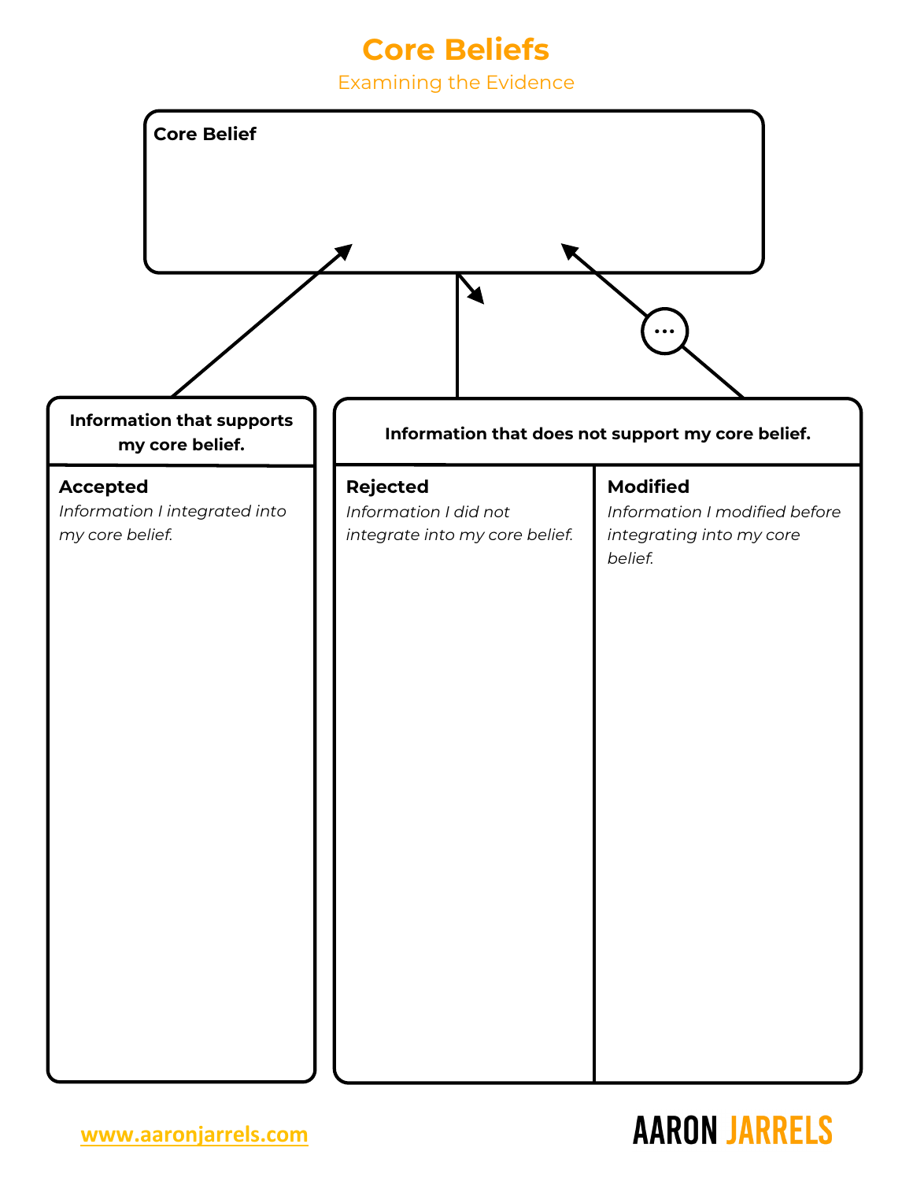# Core Beliefs

Examining the Evidence

**Core Belief**

**Information that supports my core belief.**

**Accepted**

*Information I integrated into my core belief.*

**Information that does not support my core belief.**

**Rejected**

*Information I did not integrate into my core belief.*

**Modified**

*Information I modified before integrating into my core belief.*

www.aaronjarrels.com

AARON JARRELS